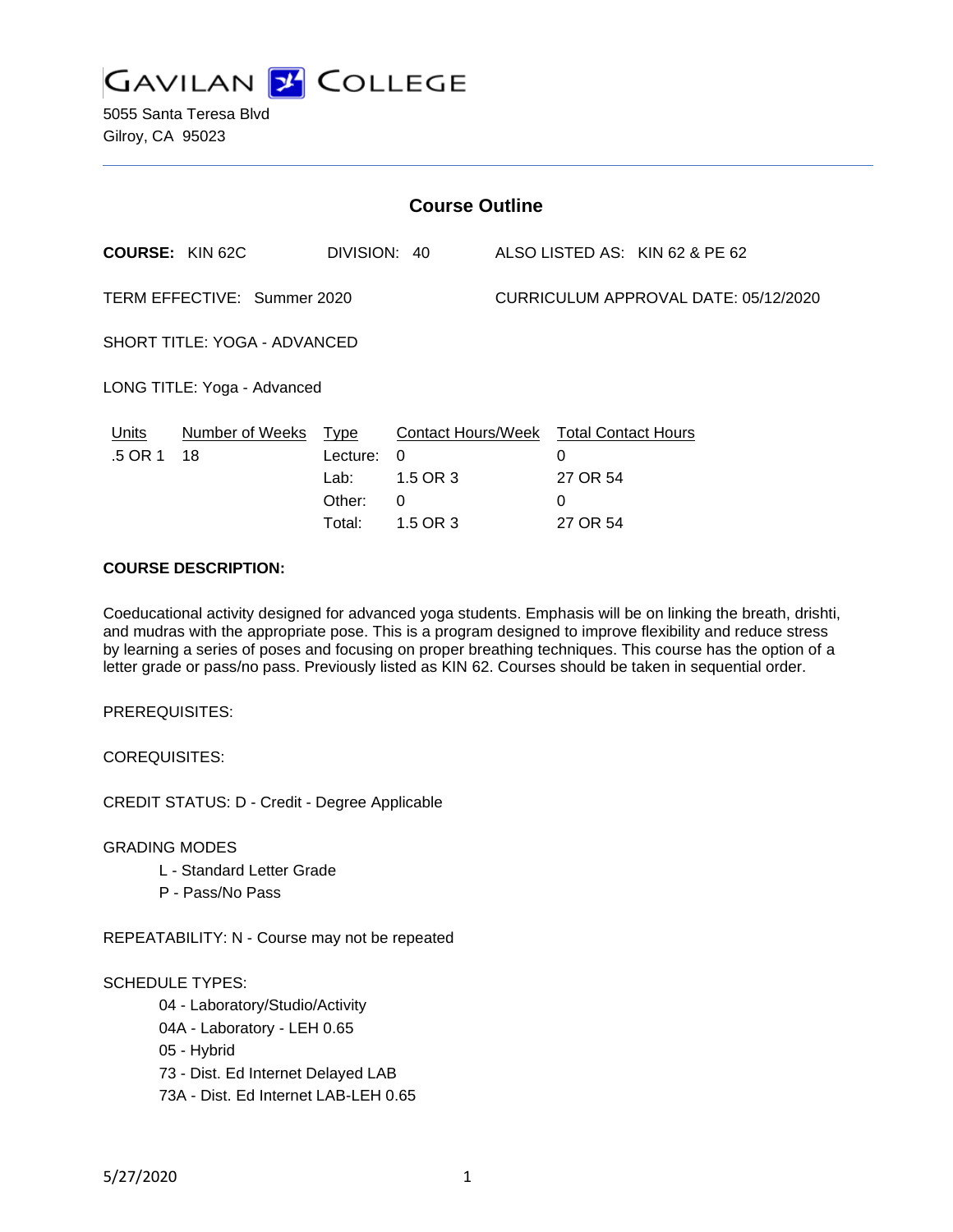# GAVILAN COLLEGE

5055 Santa Teresa Blvd
Gilroy, CA 95023

## Course Outline

**COURSE:** KIN 62C DIVISION: 40 ALSO LISTED AS: KIN 62 & PE 62

TERM EFFECTIVE: Summer 2020 CURRICULUM APPROVAL DATE: 05/12/2020

SHORT TITLE: YOGA - ADVANCED

LONG TITLE: Yoga - Advanced

| Units | Number of Weeks | Type | Contact Hours/Week | Total Contact Hours |
|---|---|---|---|---|
| .5 OR 1 | 18 | Lecture: | 0 | 0 |
| | | Lab: | 1.5 OR 3 | 27 OR 54 |
| | | Other: | 0 | 0 |
| | | Total: | 1.5 OR 3 | 27 OR 54 |

**COURSE DESCRIPTION:**

Coeducational activity designed for advanced yoga students. Emphasis will be on linking the breath, drishti, and mudras with the appropriate pose. This is a program designed to improve flexibility and reduce stress by learning a series of poses and focusing on proper breathing techniques. This course has the option of a letter grade or pass/no pass. Previously listed as KIN 62. Courses should be taken in sequential order.

PREREQUISITES:

COREQUISITES:

CREDIT STATUS: D - Credit - Degree Applicable

GRADING MODES

- L - Standard Letter Grade
- P - Pass/No Pass

REPEATABILITY: N - Course may not be repeated

SCHEDULE TYPES:

- 04 - Laboratory/Studio/Activity
- 04A - Laboratory - LEH 0.65
- 05 - Hybrid
- 73 - Dist. Ed Internet Delayed LAB
- 73A - Dist. Ed Internet LAB-LEH 0.65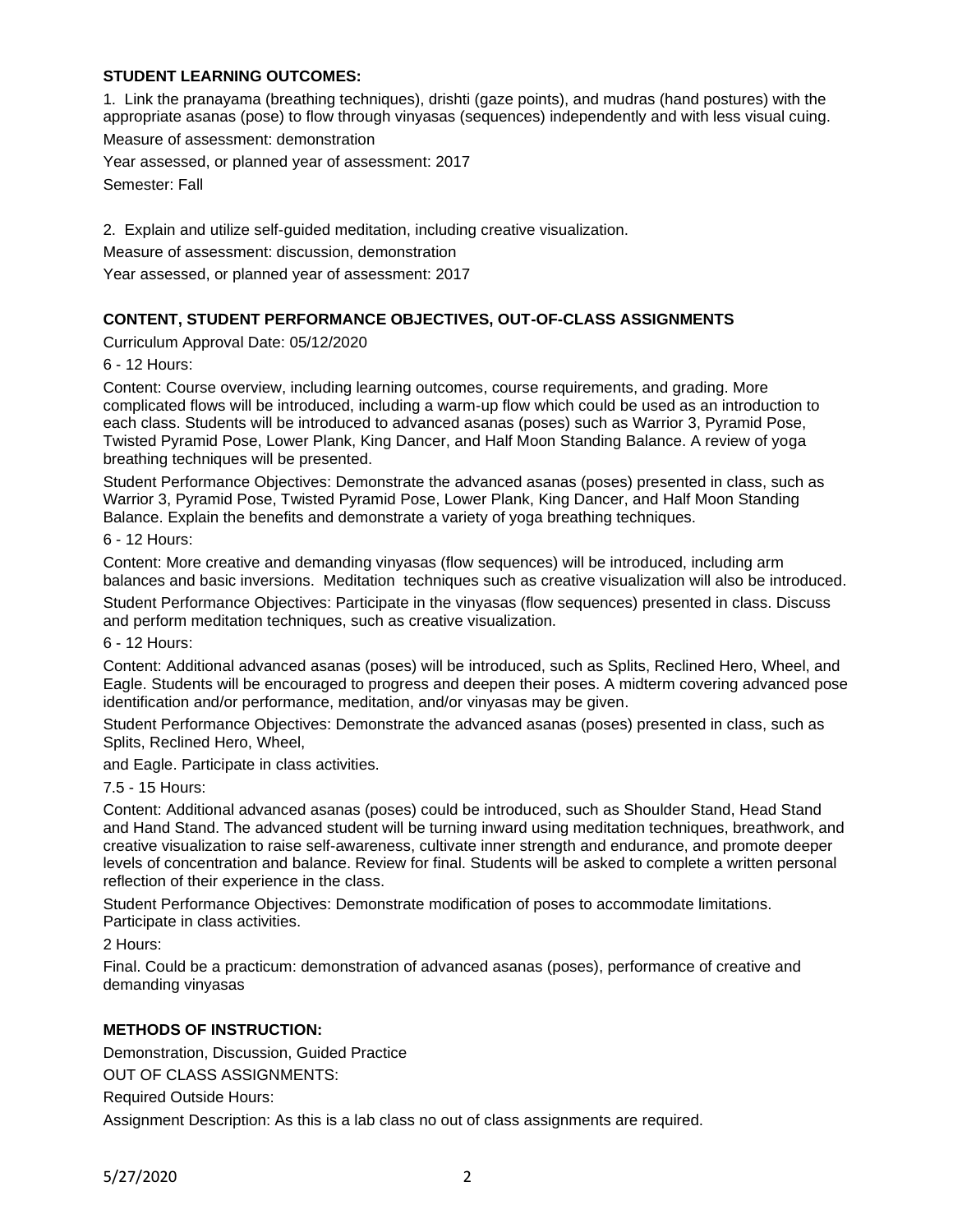**STUDENT LEARNING OUTCOMES:**

1. Link the pranayama (breathing techniques), drishti (gaze points), and mudras (hand postures) with the appropriate asanas (pose) to flow through vinyasas (sequences) independently and with less visual cuing.

Measure of assessment: demonstration

Year assessed, or planned year of assessment: 2017

Semester: Fall

2. Explain and utilize self-guided meditation, including creative visualization.

Measure of assessment: discussion, demonstration

Year assessed, or planned year of assessment: 2017

**CONTENT, STUDENT PERFORMANCE OBJECTIVES, OUT-OF-CLASS ASSIGNMENTS**

Curriculum Approval Date: 05/12/2020

6 - 12 Hours:

Content: Course overview, including learning outcomes, course requirements, and grading. More complicated flows will be introduced, including a warm-up flow which could be used as an introduction to each class. Students will be introduced to advanced asanas (poses) such as Warrior 3, Pyramid Pose, Twisted Pyramid Pose, Lower Plank, King Dancer, and Half Moon Standing Balance. A review of yoga breathing techniques will be presented.

Student Performance Objectives: Demonstrate the advanced asanas (poses) presented in class, such as Warrior 3, Pyramid Pose, Twisted Pyramid Pose, Lower Plank, King Dancer, and Half Moon Standing Balance. Explain the benefits and demonstrate a variety of yoga breathing techniques.

6 - 12 Hours:

Content: More creative and demanding vinyasas (flow sequences) will be introduced, including arm balances and basic inversions. Meditation techniques such as creative visualization will also be introduced.

Student Performance Objectives: Participate in the vinyasas (flow sequences) presented in class. Discuss and perform meditation techniques, such as creative visualization.

6 - 12 Hours:

Content: Additional advanced asanas (poses) will be introduced, such as Splits, Reclined Hero, Wheel, and Eagle. Students will be encouraged to progress and deepen their poses. A midterm covering advanced pose identification and/or performance, meditation, and/or vinyasas may be given.

Student Performance Objectives: Demonstrate the advanced asanas (poses) presented in class, such as Splits, Reclined Hero, Wheel,

and Eagle. Participate in class activities.

7.5 - 15 Hours:

Content: Additional advanced asanas (poses) could be introduced, such as Shoulder Stand, Head Stand and Hand Stand. The advanced student will be turning inward using meditation techniques, breathwork, and creative visualization to raise self-awareness, cultivate inner strength and endurance, and promote deeper levels of concentration and balance. Review for final. Students will be asked to complete a written personal reflection of their experience in the class.

Student Performance Objectives: Demonstrate modification of poses to accommodate limitations. Participate in class activities.

2 Hours:

Final. Could be a practicum: demonstration of advanced asanas (poses), performance of creative and demanding vinyasas

**METHODS OF INSTRUCTION:**

Demonstration, Discussion, Guided Practice

OUT OF CLASS ASSIGNMENTS:

Required Outside Hours:

Assignment Description: As this is a lab class no out of class assignments are required.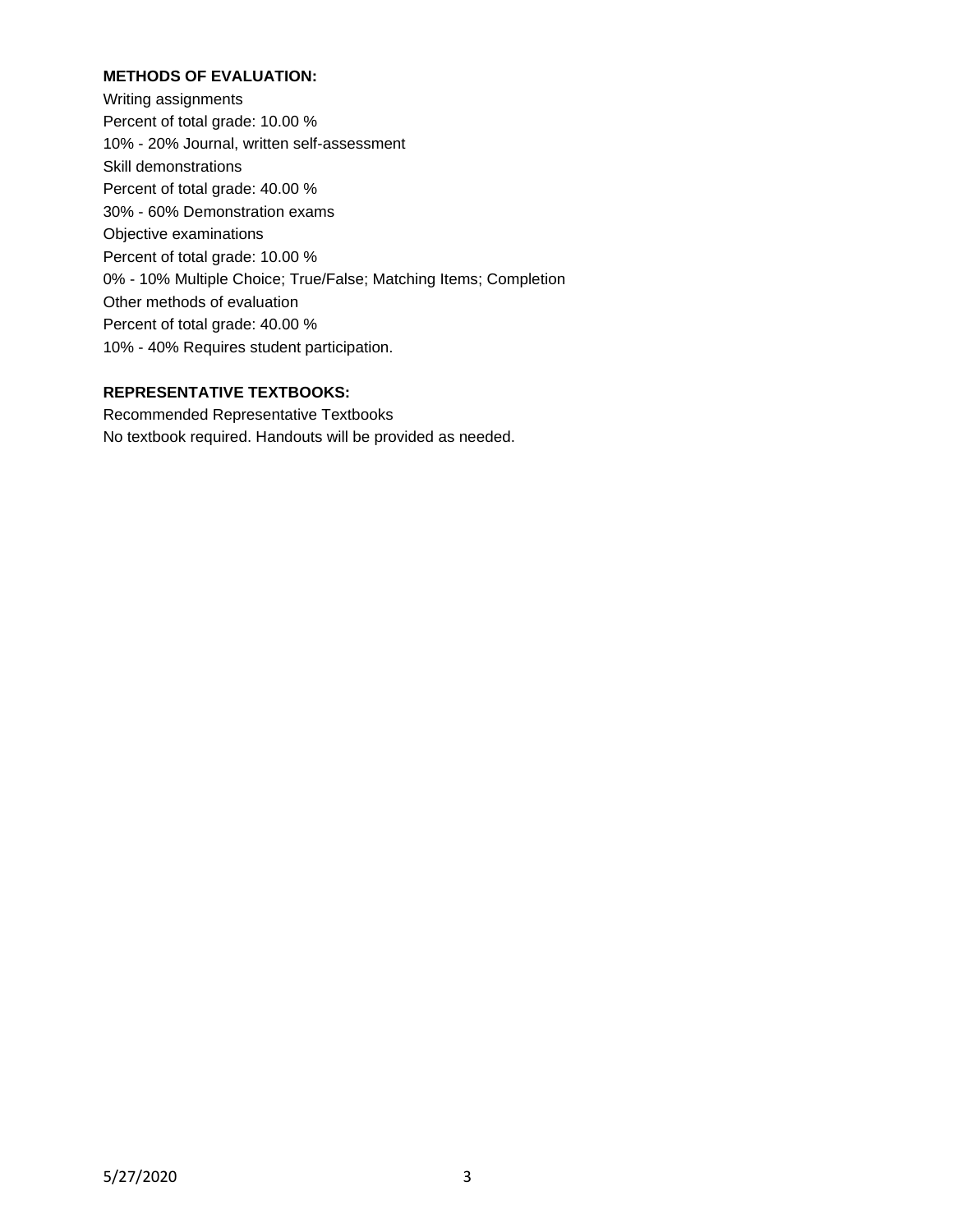**METHODS OF EVALUATION:**

Writing assignments
Percent of total grade: 10.00 %
10% - 20% Journal, written self-assessment
Skill demonstrations
Percent of total grade: 40.00 %
30% - 60% Demonstration exams
Objective examinations
Percent of total grade: 10.00 %
0% - 10% Multiple Choice; True/False; Matching Items; Completion
Other methods of evaluation
Percent of total grade: 40.00 %
10% - 40% Requires student participation.

**REPRESENTATIVE TEXTBOOKS:**

Recommended Representative Textbooks
No textbook required. Handouts will be provided as needed.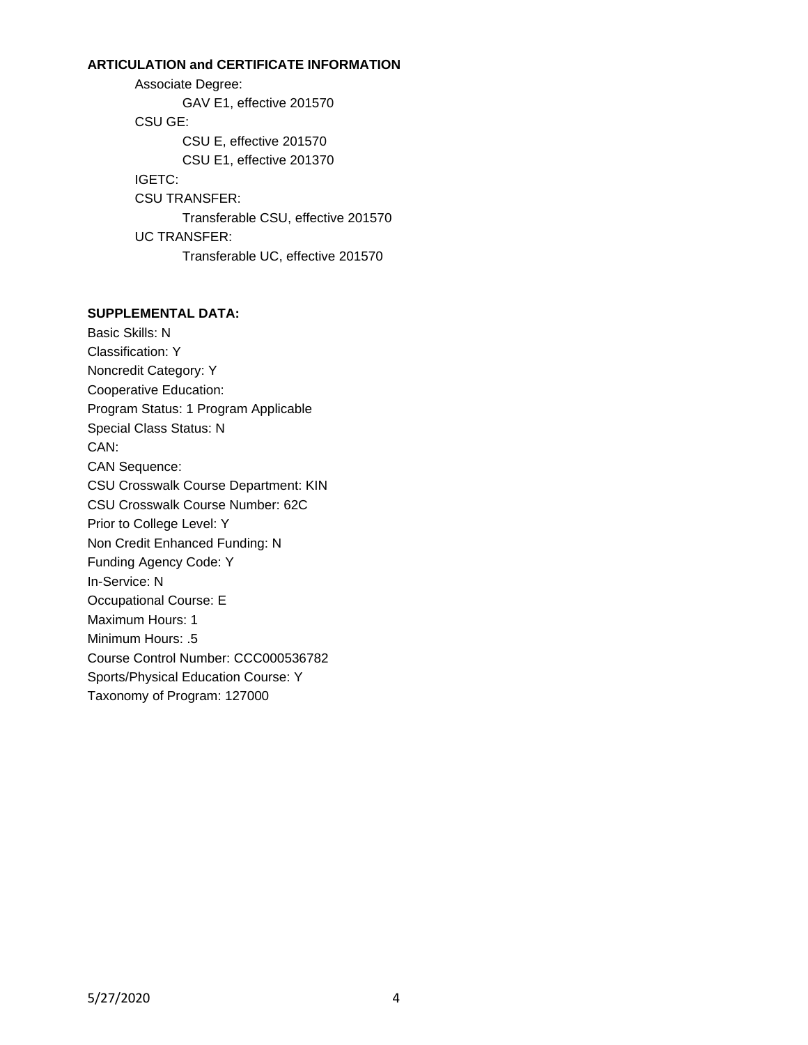**ARTICULATION and CERTIFICATE INFORMATION**

Associate Degree:
- GAV E1, effective 201570

CSU GE:
- CSU E, effective 201570
- CSU E1, effective 201370

IGETC:

CSU TRANSFER:
- Transferable CSU, effective 201570

UC TRANSFER:
- Transferable UC, effective 201570

**SUPPLEMENTAL DATA:**

Basic Skills: N
Classification: Y
Noncredit Category: Y
Cooperative Education:
Program Status: 1 Program Applicable
Special Class Status: N
CAN:
CAN Sequence:
CSU Crosswalk Course Department: KIN
CSU Crosswalk Course Number: 62C
Prior to College Level: Y
Non Credit Enhanced Funding: N
Funding Agency Code: Y
In-Service: N
Occupational Course: E
Maximum Hours: 1
Minimum Hours: .5
Course Control Number: CCC000536782
Sports/Physical Education Course: Y
Taxonomy of Program: 127000